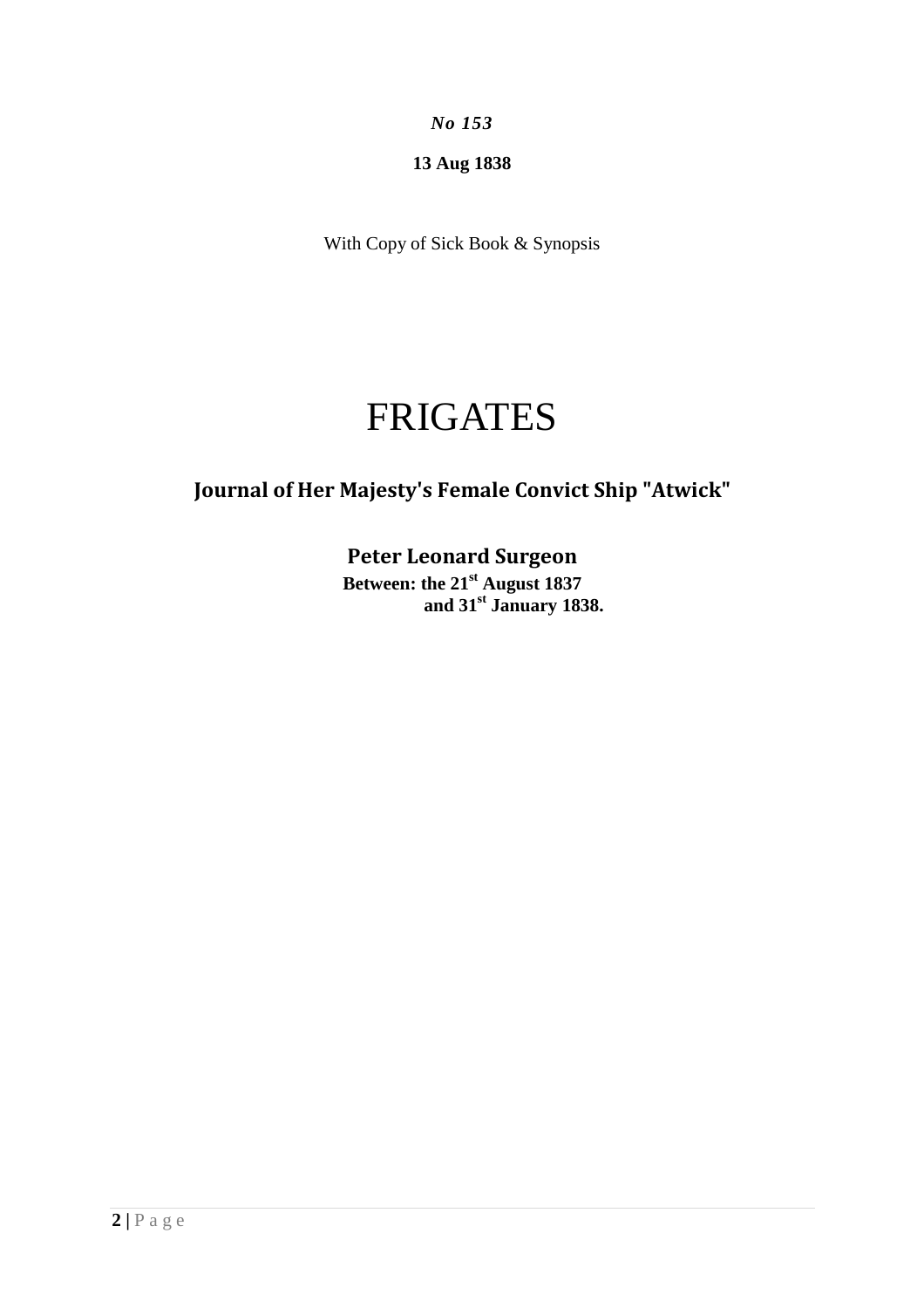*No 153*

**13 Aug 1838**

With Copy of Sick Book & Synopsis

# FRIGATES

## Journal of Her Majesty's Female Convict Ship "Atwick"

### Peter Leonard Surgeon

**Between: the 21st August 1837**
**and 31st January 1838.**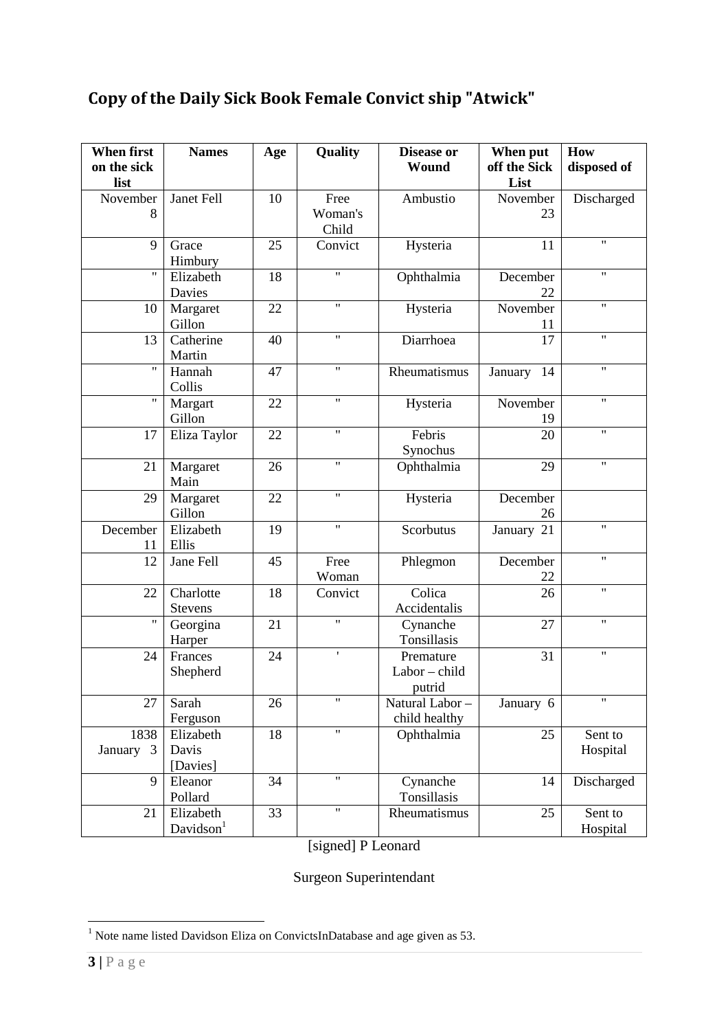## Copy of the Daily Sick Book Female Convict ship "Atwick"

| When first on the sick list | Names | Age | Quality | Disease or Wound | When put off the Sick List | How disposed of |
|---|---|---|---|---|---|---|
| November 8 | Janet Fell | 10 | Free Woman's Child | Ambustio | November 23 | Discharged |
| 9 | Grace Himbury | 25 | Convict | Hysteria | 11 | " |
| " | Elizabeth Davies | 18 | " | Ophthalmia | December 22 | " |
| 10 | Margaret Gillon | 22 | " | Hysteria | November 11 | " |
| 13 | Catherine Martin | 40 | " | Diarrhoea | 17 | " |
| " | Hannah Collis | 47 | " | Rheumatismus | January 14 | " |
| " | Margart Gillon | 22 | " | Hysteria | November 19 | " |
| 17 | Eliza Taylor | 22 | " | Febris Synochus | 20 | " |
| 21 | Margaret Main | 26 | " | Ophthalmia | 29 | " |
| 29 | Margaret Gillon | 22 | " | Hysteria | December 26 | |
| December 11 | Elizabeth Ellis | 19 | " | Scorbutus | January 21 | " |
| 12 | Jane Fell | 45 | Free Woman | Phlegmon | December 22 | " |
| 22 | Charlotte Stevens | 18 | Convict | Colica Accidentalis | 26 | " |
| " | Georgina Harper | 21 | " | Cynanche Tonsillasis | 27 | " |
| 24 | Frances Shepherd | 24 | ' | Premature Labor – child putrid | 31 | " |
| 27 | Sarah Ferguson | 26 | " | Natural Labor – child healthy | January 6 | " |
| 1838 January 3 | Elizabeth Davis [Davies] | 18 | " | Ophthalmia | 25 | Sent to Hospital |
| 9 | Eleanor Pollard | 34 | " | Cynanche Tonsillasis | 14 | Discharged |
| 21 | Elizabeth Davidson[1] | 33 | " | Rheumatismus | 25 | Sent to Hospital |

[signed] P Leonard

Surgeon Superintendant

[1] Note name listed Davidson Eliza on ConvictsInDatabase and age given as 53.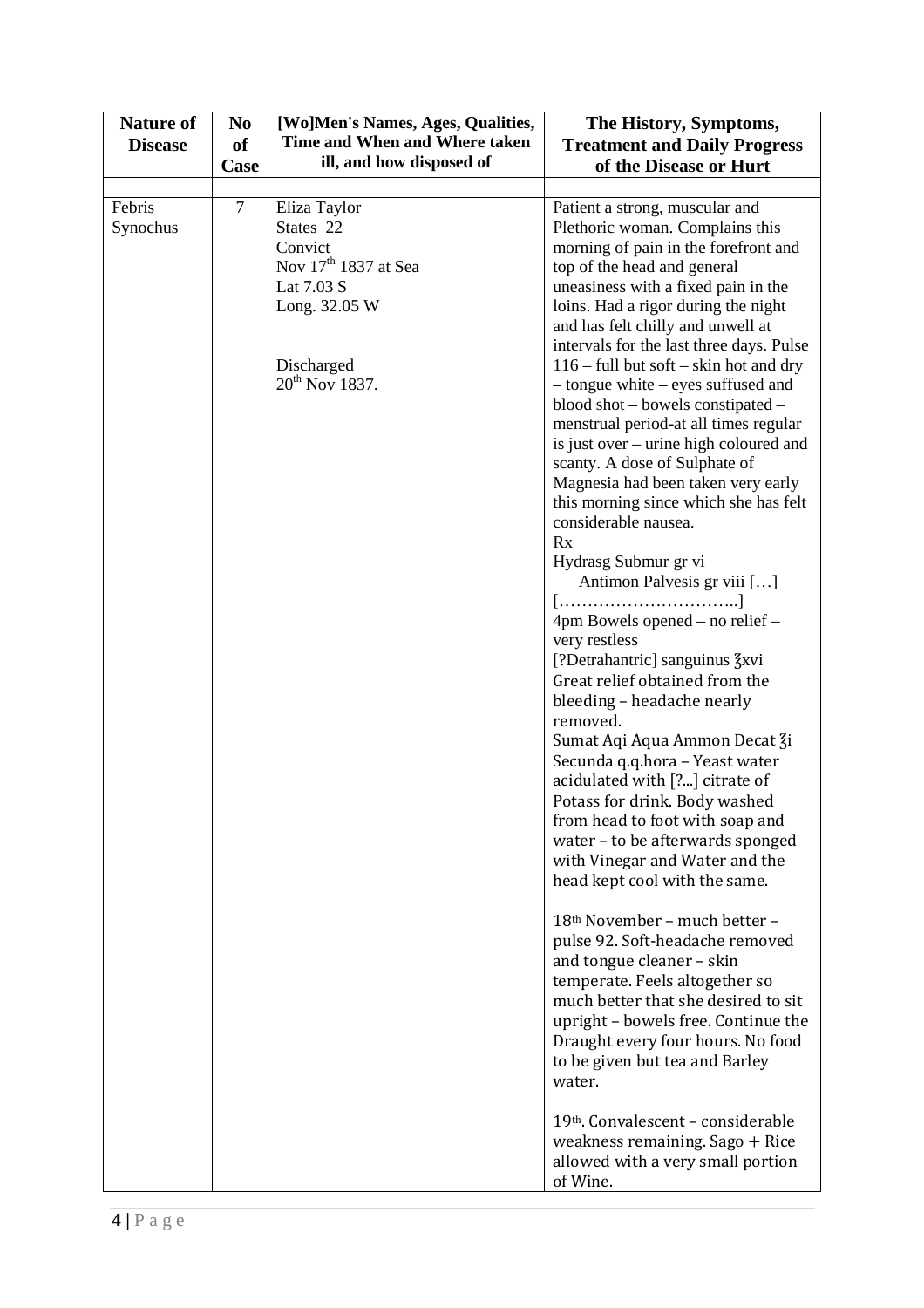| Nature of Disease | No of Case | [Wo]Men's Names, Ages, Qualities, Time and When and Where taken ill, and how disposed of | The History, Symptoms, Treatment and Daily Progress of the Disease or Hurt |
|---|---|---|---|
| | | | |
| Febris Synochus | 7 | Eliza Taylor<br>States 22<br>Convict<br>Nov 17th 1837 at Sea<br>Lat 7.03 S<br>Long. 32.05 W<br><br><br>Discharged<br>20th Nov 1837. | Patient a strong, muscular and Plethoric woman. Complains this morning of pain in the forefront and top of the head and general uneasiness with a fixed pain in the loins. Had a rigor during the night and has felt chilly and unwell at intervals for the last three days. Pulse 116 – full but soft – skin hot and dry – tongue white – eyes suffused and blood shot – bowels constipated – menstrual period-at all times regular is just over – urine high coloured and scanty. A dose of Sulphate of Magnesia had been taken very early this morning since which she has felt considerable nausea.<br>Rx<br>Hydrasg Submur gr vi<br>Antimon Palvesis gr viii […]<br>[…………………………..]<br>4pm Bowels opened – no relief – very restless<br>[?Detrahantric] sanguinus ℥xvi<br>Great relief obtained from the bleeding – headache nearly removed.<br>Sumat Aqi Aqua Ammon Decat ℥i Secunda q.q.hora – Yeast water acidulated with [?...] citrate of Potass for drink. Body washed from head to foot with soap and water – to be afterwards sponged with Vinegar and Water and the head kept cool with the same.<br><br>18th November – much better – pulse 92. Soft-headache removed and tongue cleaner – skin temperate. Feels altogether so much better that she desired to sit upright – bowels free. Continue the Draught every four hours. No food to be given but tea and Barley water.<br><br>19th. Convalescent – considerable weakness remaining. Sago + Rice allowed with a very small portion of Wine. |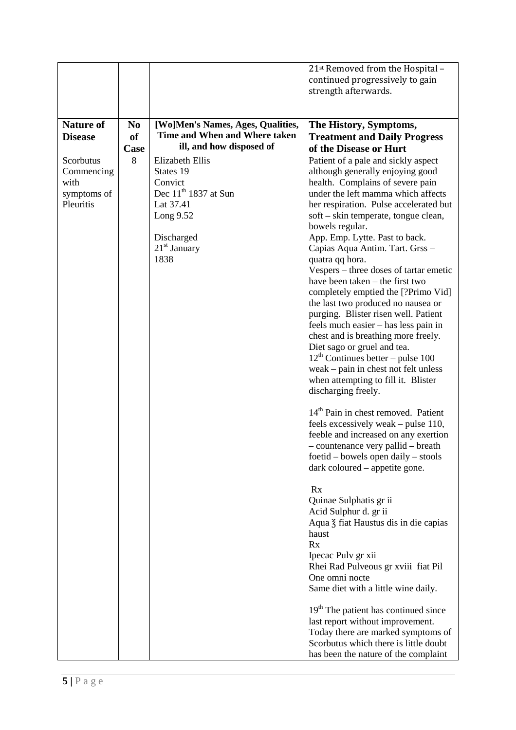| | | | 21[st] Removed from the Hospital – continued progressively to gain strength afterwards. |
|---|---|---|---|
| **Nature of Disease** | **No of Case** | **[Wo]Men's Names, Ages, Qualities, Time and When and Where taken ill, and how disposed of** | **The History, Symptoms, Treatment and Daily Progress of the Disease or Hurt** |
| Scorbutus Commencing with symptoms of Pleuritis | 8 | Elizabeth Ellis<br>States 19<br>Convict<br>Dec 11[th] 1837 at Sun<br>Lat 37.41<br>Long 9.52<br><br>Discharged<br>21[st] January<br>1838 | Patient of a pale and sickly aspect although generally enjoying good health. Complains of severe pain under the left mamma which affects her respiration. Pulse accelerated but soft – skin temperate, tongue clean, bowels regular.<br>App. Emp. Lytte. Past to back.<br>Capias Aqua Antim. Tart. Grss – quatra qq hora.<br>Vespers – three doses of tartar emetic have been taken – the first two completely emptied the [?Primo Vid] the last two produced no nausea or purging. Blister risen well. Patient feels much easier – has less pain in chest and is breathing more freely.<br>Diet sago or gruel and tea.<br>12[th] Continues better – pulse 100 weak – pain in chest not felt unless when attempting to fill it. Blister discharging freely.<br><br>14[th] Pain in chest removed. Patient feels excessively weak – pulse 110, feeble and increased on any exertion – countenance very pallid – breath foetid – bowels open daily – stools dark coloured – appetite gone.<br><br>Rx<br>Quinae Sulphatis gr ii<br>Acid Sulphur d. gr ii<br>Aqua ℥ fiat Haustus dis in die capias haust<br>Rx<br>Ipecac Pulv gr xii<br>Rhei Rad Pulveous gr xviii fiat Pil<br>One omni nocte<br>Same diet with a little wine daily.<br><br>19[th] The patient has continued since last report without improvement. Today there are marked symptoms of Scorbutus which there is little doubt has been the nature of the complaint |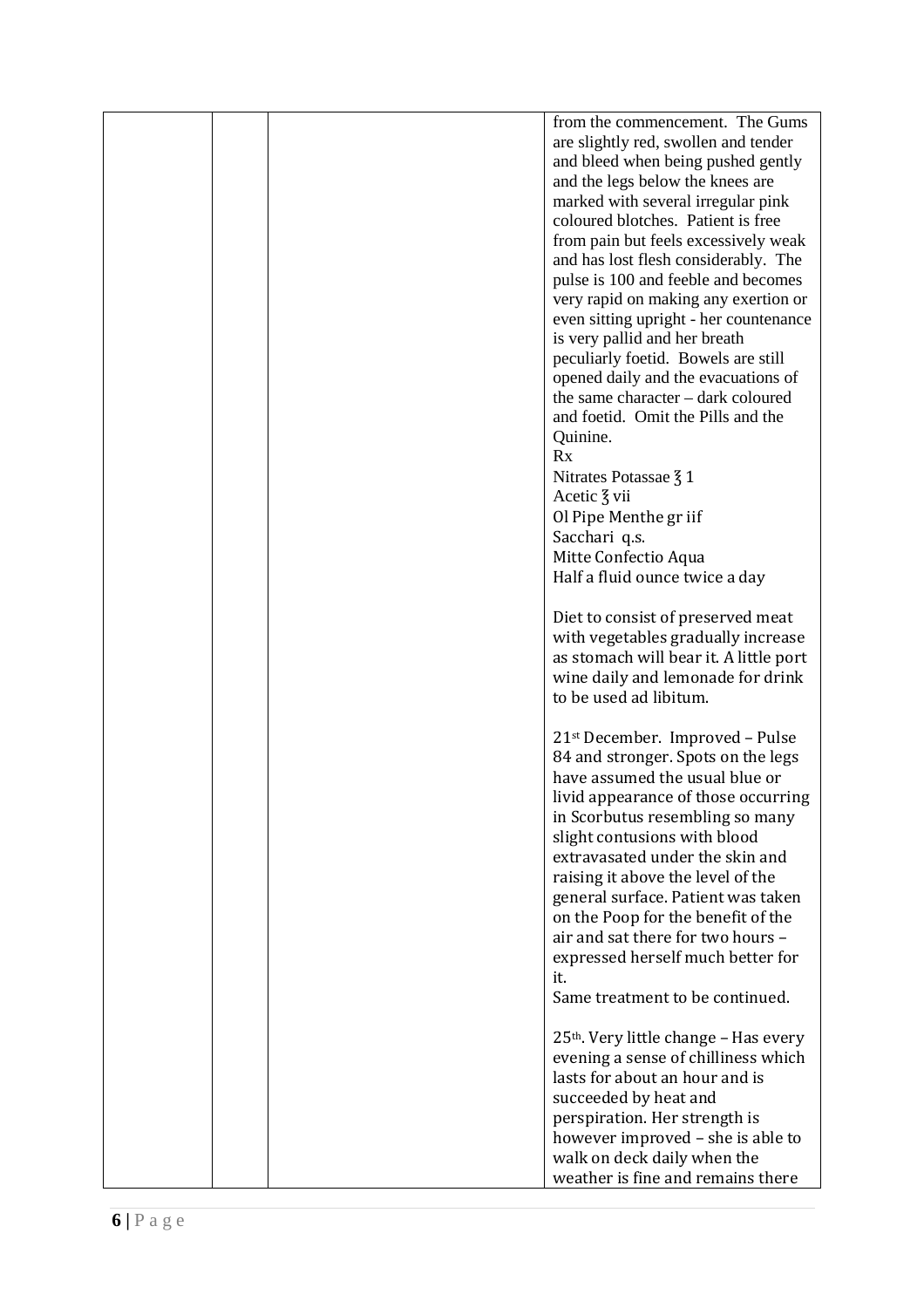| | | | |
|---|---|---|---|
| | | | from the commencement. The Gums are slightly red, swollen and tender and bleed when being pushed gently and the legs below the knees are marked with several irregular pink coloured blotches. Patient is free from pain but feels excessively weak and has lost flesh considerably. The pulse is 100 and feeble and becomes very rapid on making any exertion or even sitting upright - her countenance is very pallid and her breath peculiarly foetid. Bowels are still opened daily and the evacuations of the same character – dark coloured and foetid. Omit the Pills and the Quinine.<br>Rx<br>Nitrates Potassae ℥ 1<br>Acetic ℥ vii<br>Ol Pipe Menthe gr iif<br>Sacchari q.s.<br>Mitte Confectio Aqua<br>Half a fluid ounce twice a day<br><br>Diet to consist of preserved meat with vegetables gradually increase as stomach will bear it. A little port wine daily and lemonade for drink to be used ad libitum.<br><br>21st December. Improved – Pulse 84 and stronger. Spots on the legs have assumed the usual blue or livid appearance of those occurring in Scorbutus resembling so many slight contusions with blood extravasated under the skin and raising it above the level of the general surface. Patient was taken on the Poop for the benefit of the air and sat there for two hours – expressed herself much better for it.<br>Same treatment to be continued.<br><br>25th. Very little change – Has every evening a sense of chilliness which lasts for about an hour and is succeeded by heat and perspiration. Her strength is however improved – she is able to walk on deck daily when the weather is fine and remains there |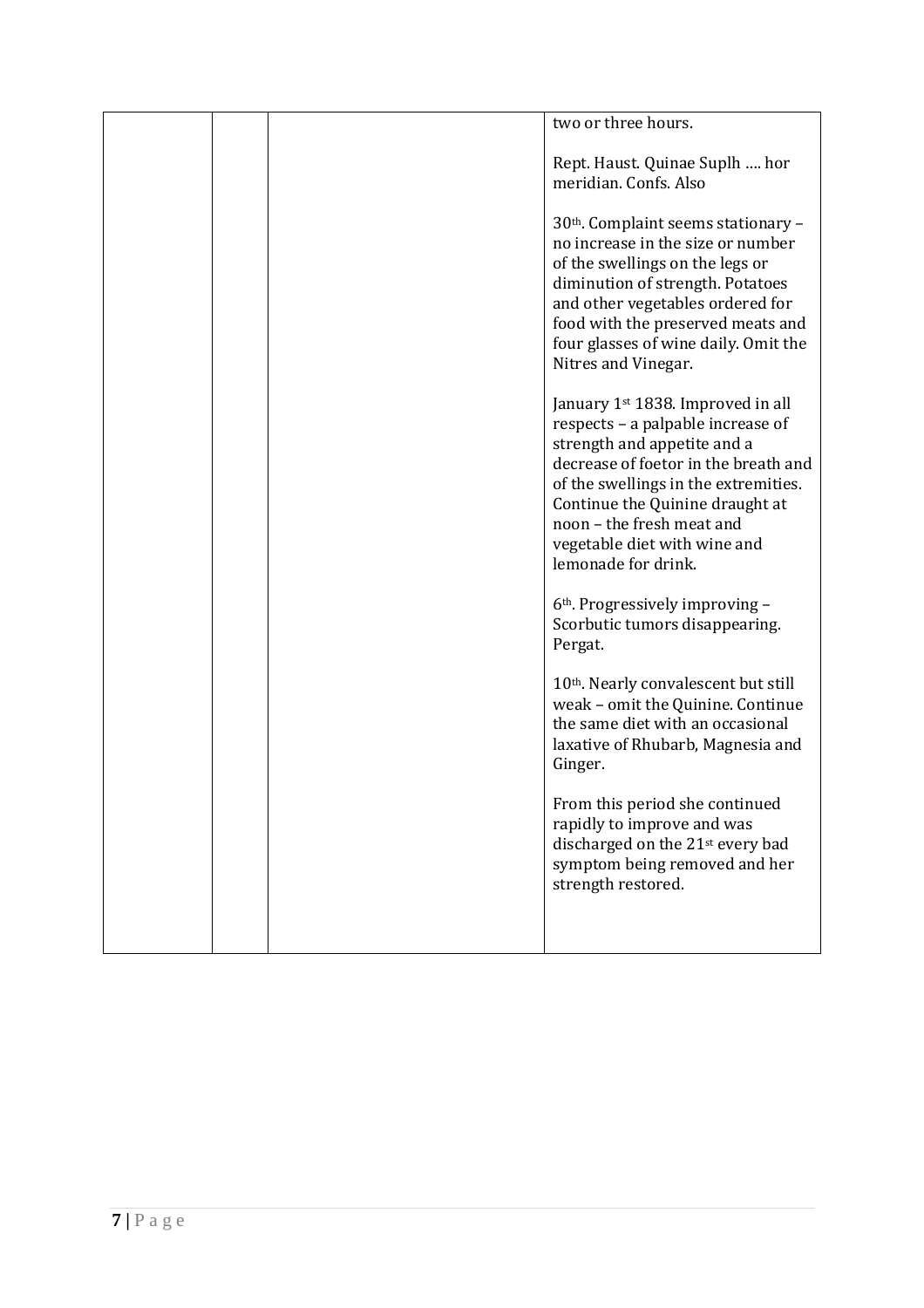| | | | |
|---|---|---|---|
| | | | two or three hours.<br><br>Rept. Haust. Quinae Suplh …. hor meridian. Confs. Also<br><br>30th. Complaint seems stationary – no increase in the size or number of the swellings on the legs or diminution of strength. Potatoes and other vegetables ordered for food with the preserved meats and four glasses of wine daily. Omit the Nitres and Vinegar.<br><br>January 1st 1838. Improved in all respects – a palpable increase of strength and appetite and a decrease of foetor in the breath and of the swellings in the extremities. Continue the Quinine draught at noon – the fresh meat and vegetable diet with wine and lemonade for drink.<br><br>6th. Progressively improving – Scorbutic tumors disappearing. Pergat.<br><br>10th. Nearly convalescent but still weak – omit the Quinine. Continue the same diet with an occasional laxative of Rhubarb, Magnesia and Ginger.<br><br>From this period she continued rapidly to improve and was discharged on the 21st every bad symptom being removed and her strength restored. |